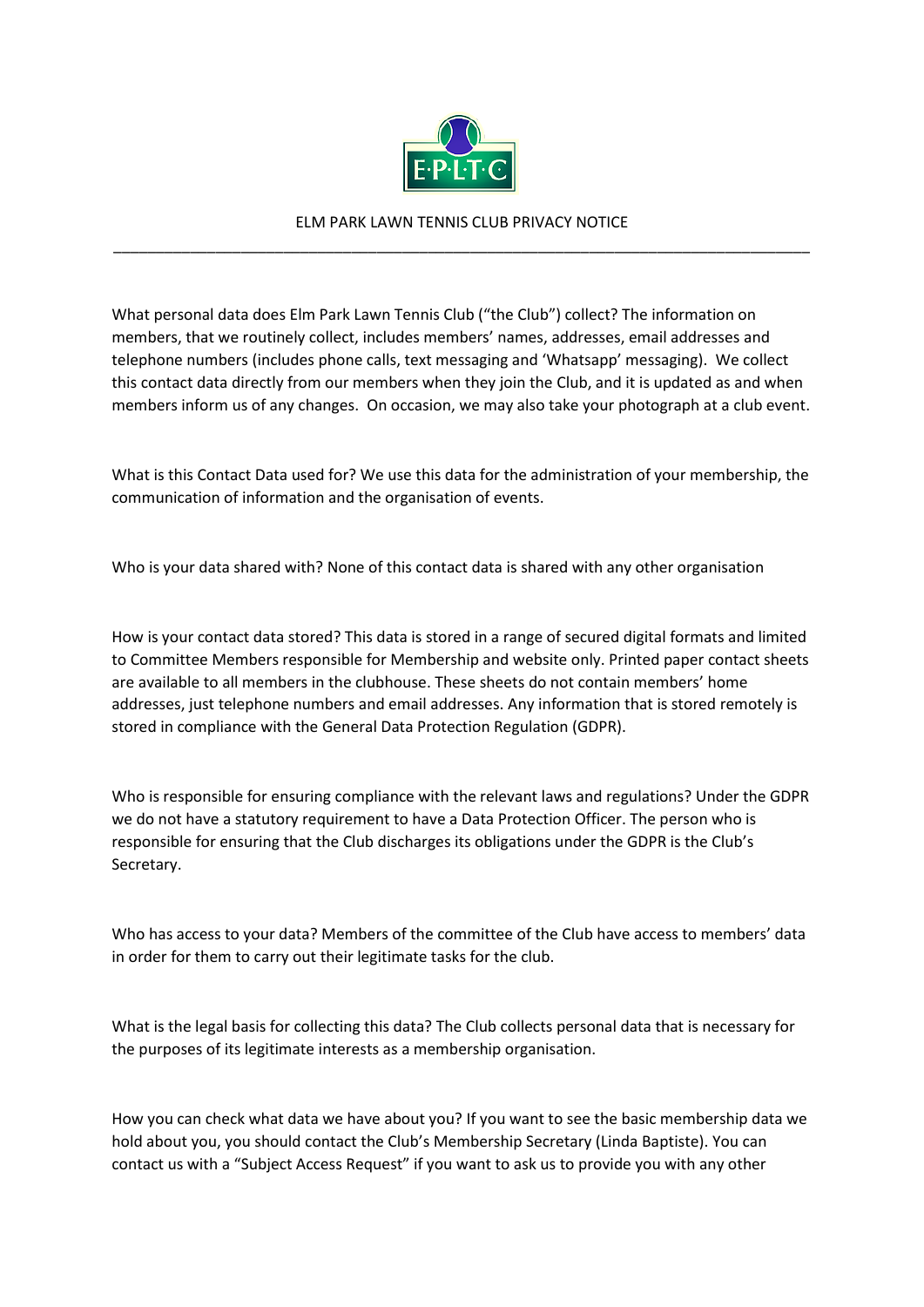# ELM PARK LAWN TENNIS CLUB PRIVACY NOTICE

---

What personal data does Elm Park Lawn Tennis Club ("the Club") collect? The information on members, that we routinely collect, includes members' names, addresses, email addresses and telephone numbers (includes phone calls, text messaging and 'Whatsapp' messaging). We collect this contact data directly from our members when they join the Club, and it is updated as and when members inform us of any changes. On occasion, we may also take your photograph at a club event.

What is this Contact Data used for? We use this data for the administration of your membership, the communication of information and the organisation of events.

Who is your data shared with? None of this contact data is shared with any other organisation

How is your contact data stored? This data is stored in a range of secured digital formats and limited to Committee Members responsible for Membership and website only. Printed paper contact sheets are available to all members in the clubhouse. These sheets do not contain members' home addresses, just telephone numbers and email addresses. Any information that is stored remotely is stored in compliance with the General Data Protection Regulation (GDPR).

Who is responsible for ensuring compliance with the relevant laws and regulations? Under the GDPR we do not have a statutory requirement to have a Data Protection Officer. The person who is responsible for ensuring that the Club discharges its obligations under the GDPR is the Club's Secretary.

Who has access to your data? Members of the committee of the Club have access to members' data in order for them to carry out their legitimate tasks for the club.

What is the legal basis for collecting this data? The Club collects personal data that is necessary for the purposes of its legitimate interests as a membership organisation.

How you can check what data we have about you? If you want to see the basic membership data we hold about you, you should contact the Club's Membership Secretary (Linda Baptiste). You can contact us with a "Subject Access Request" if you want to ask us to provide you with any other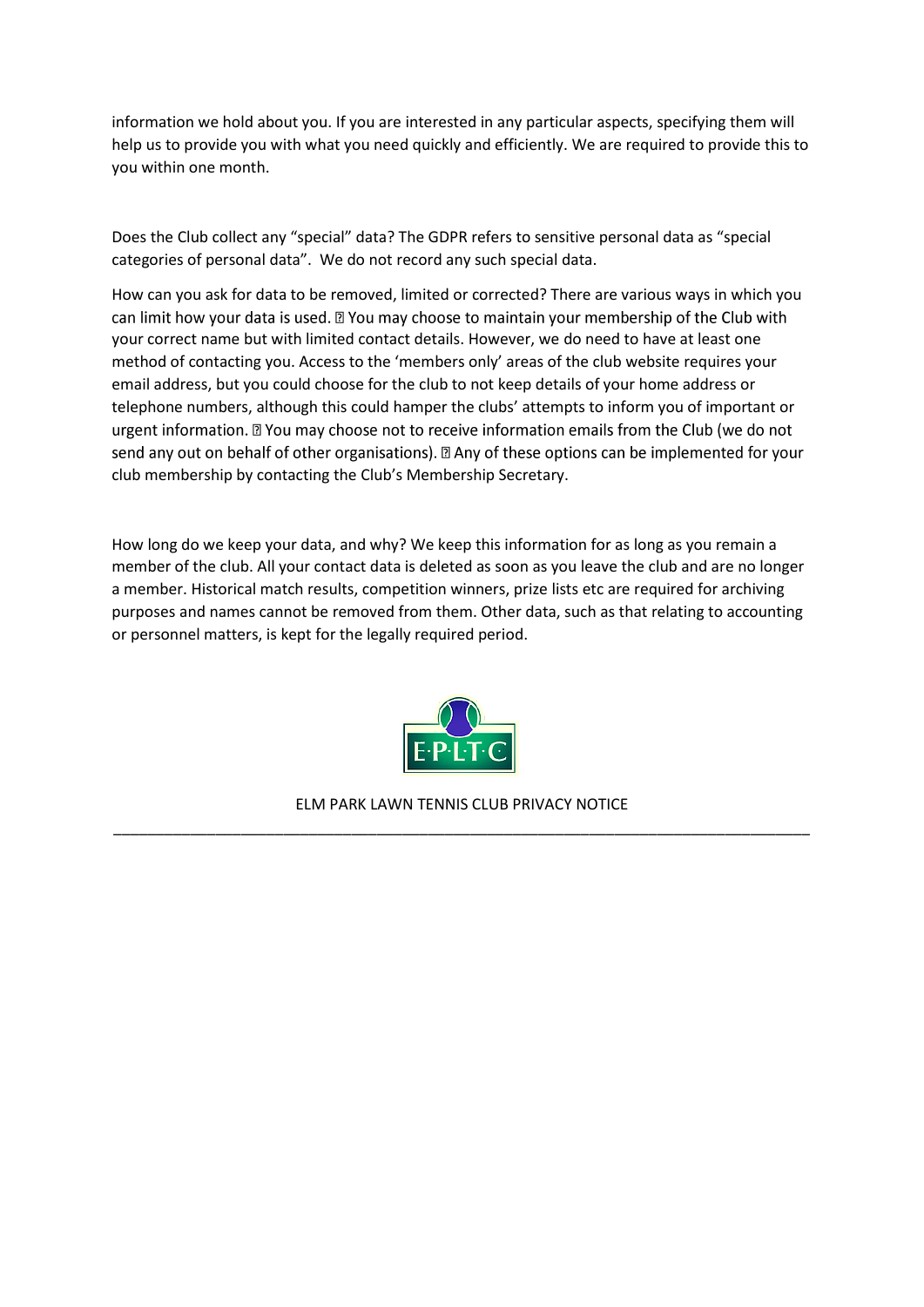information we hold about you. If you are interested in any particular aspects, specifying them will help us to provide you with what you need quickly and efficiently. We are required to provide this to you within one month.

Does the Club collect any "special" data? The GDPR refers to sensitive personal data as "special categories of personal data". We do not record any such special data.

How can you ask for data to be removed, limited or corrected? There are various ways in which you can limit how your data is used.

- You may choose to maintain your membership of the Club with your correct name but with limited contact details. However, we do need to have at least one method of contacting you. Access to the 'members only' areas of the club website requires your email address, but you could choose for the club to not keep details of your home address or telephone numbers, although this could hamper the clubs' attempts to inform you of important or urgent information.
- You may choose not to receive information emails from the Club (we do not send any out on behalf of other organisations).
- Any of these options can be implemented for your club membership by contacting the Club's Membership Secretary.

How long do we keep your data, and why? We keep this information for as long as you remain a member of the club. All your contact data is deleted as soon as you leave the club and are no longer a member. Historical match results, competition winners, prize lists etc are required for archiving purposes and names cannot be removed from them. Other data, such as that relating to accounting or personnel matters, is kept for the legally required period.

E·P·L·T·C

ELM PARK LAWN TENNIS CLUB PRIVACY NOTICE